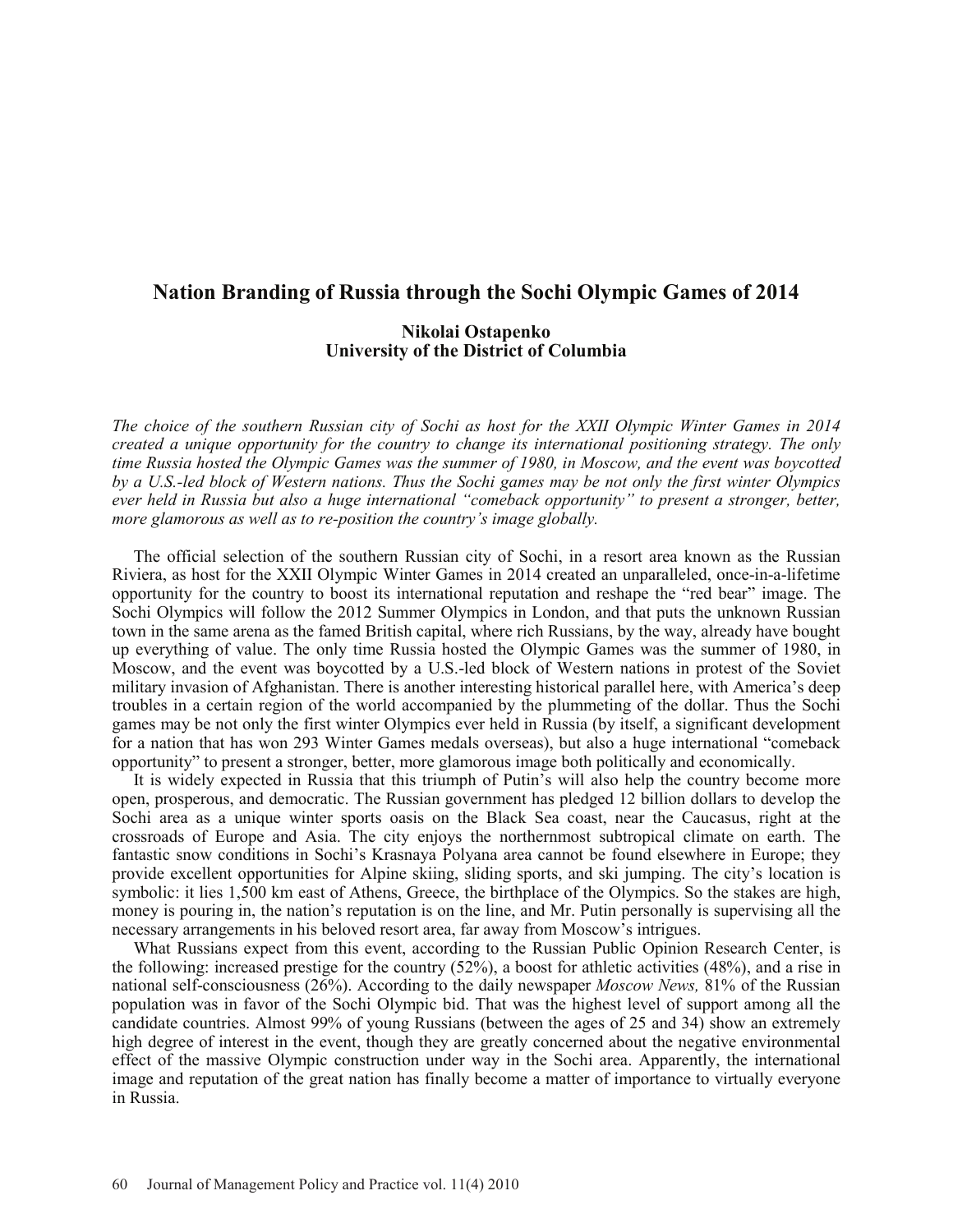# Nation Branding of Russia through the Sochi Olympic Games of 2014

**Nikolai Ostapenko**
**University of the District of Columbia**

*The choice of the southern Russian city of Sochi as host for the XXII Olympic Winter Games in 2014 created a unique opportunity for the country to change its international positioning strategy. The only time Russia hosted the Olympic Games was the summer of 1980, in Moscow, and the event was boycotted by a U.S.-led block of Western nations. Thus the Sochi games may be not only the first winter Olympics ever held in Russia but also a huge international "comeback opportunity" to present a stronger, better, more glamorous as well as to re-position the country's image globally.*

The official selection of the southern Russian city of Sochi, in a resort area known as the Russian Riviera, as host for the XXII Olympic Winter Games in 2014 created an unparalleled, once-in-a-lifetime opportunity for the country to boost its international reputation and reshape the "red bear" image. The Sochi Olympics will follow the 2012 Summer Olympics in London, and that puts the unknown Russian town in the same arena as the famed British capital, where rich Russians, by the way, already have bought up everything of value. The only time Russia hosted the Olympic Games was the summer of 1980, in Moscow, and the event was boycotted by a U.S.-led block of Western nations in protest of the Soviet military invasion of Afghanistan. There is another interesting historical parallel here, with America's deep troubles in a certain region of the world accompanied by the plummeting of the dollar. Thus the Sochi games may be not only the first winter Olympics ever held in Russia (by itself, a significant development for a nation that has won 293 Winter Games medals overseas), but also a huge international "comeback opportunity" to present a stronger, better, more glamorous image both politically and economically.

It is widely expected in Russia that this triumph of Putin's will also help the country become more open, prosperous, and democratic. The Russian government has pledged 12 billion dollars to develop the Sochi area as a unique winter sports oasis on the Black Sea coast, near the Caucasus, right at the crossroads of Europe and Asia. The city enjoys the northernmost subtropical climate on earth. The fantastic snow conditions in Sochi's Krasnaya Polyana area cannot be found elsewhere in Europe; they provide excellent opportunities for Alpine skiing, sliding sports, and ski jumping. The city's location is symbolic: it lies 1,500 km east of Athens, Greece, the birthplace of the Olympics. So the stakes are high, money is pouring in, the nation's reputation is on the line, and Mr. Putin personally is supervising all the necessary arrangements in his beloved resort area, far away from Moscow's intrigues.

What Russians expect from this event, according to the Russian Public Opinion Research Center, is the following: increased prestige for the country (52%), a boost for athletic activities (48%), and a rise in national self-consciousness (26%). According to the daily newspaper *Moscow News,* 81% of the Russian population was in favor of the Sochi Olympic bid. That was the highest level of support among all the candidate countries. Almost 99% of young Russians (between the ages of 25 and 34) show an extremely high degree of interest in the event, though they are greatly concerned about the negative environmental effect of the massive Olympic construction under way in the Sochi area. Apparently, the international image and reputation of the great nation has finally become a matter of importance to virtually everyone in Russia.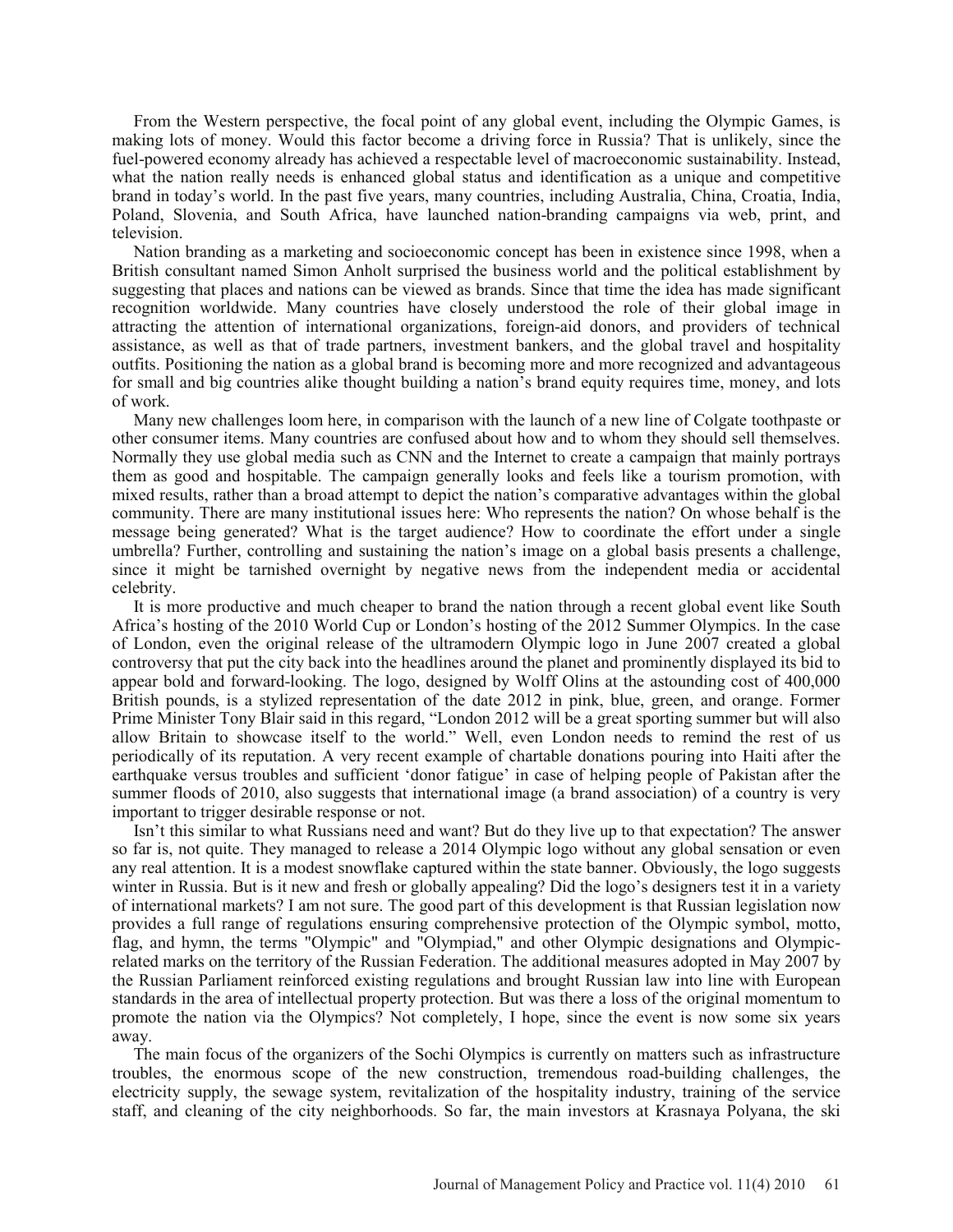From the Western perspective, the focal point of any global event, including the Olympic Games, is making lots of money. Would this factor become a driving force in Russia? That is unlikely, since the fuel-powered economy already has achieved a respectable level of macroeconomic sustainability. Instead, what the nation really needs is enhanced global status and identification as a unique and competitive brand in today's world. In the past five years, many countries, including Australia, China, Croatia, India, Poland, Slovenia, and South Africa, have launched nation-branding campaigns via web, print, and television.

Nation branding as a marketing and socioeconomic concept has been in existence since 1998, when a British consultant named Simon Anholt surprised the business world and the political establishment by suggesting that places and nations can be viewed as brands. Since that time the idea has made significant recognition worldwide. Many countries have closely understood the role of their global image in attracting the attention of international organizations, foreign-aid donors, and providers of technical assistance, as well as that of trade partners, investment bankers, and the global travel and hospitality outfits. Positioning the nation as a global brand is becoming more and more recognized and advantageous for small and big countries alike thought building a nation's brand equity requires time, money, and lots of work.

Many new challenges loom here, in comparison with the launch of a new line of Colgate toothpaste or other consumer items. Many countries are confused about how and to whom they should sell themselves. Normally they use global media such as CNN and the Internet to create a campaign that mainly portrays them as good and hospitable. The campaign generally looks and feels like a tourism promotion, with mixed results, rather than a broad attempt to depict the nation's comparative advantages within the global community. There are many institutional issues here: Who represents the nation? On whose behalf is the message being generated? What is the target audience? How to coordinate the effort under a single umbrella? Further, controlling and sustaining the nation's image on a global basis presents a challenge, since it might be tarnished overnight by negative news from the independent media or accidental celebrity.

It is more productive and much cheaper to brand the nation through a recent global event like South Africa's hosting of the 2010 World Cup or London's hosting of the 2012 Summer Olympics. In the case of London, even the original release of the ultramodern Olympic logo in June 2007 created a global controversy that put the city back into the headlines around the planet and prominently displayed its bid to appear bold and forward-looking. The logo, designed by Wolff Olins at the astounding cost of 400,000 British pounds, is a stylized representation of the date 2012 in pink, blue, green, and orange. Former Prime Minister Tony Blair said in this regard, "London 2012 will be a great sporting summer but will also allow Britain to showcase itself to the world." Well, even London needs to remind the rest of us periodically of its reputation. A very recent example of chartable donations pouring into Haiti after the earthquake versus troubles and sufficient 'donor fatigue' in case of helping people of Pakistan after the summer floods of 2010, also suggests that international image (a brand association) of a country is very important to trigger desirable response or not.

Isn't this similar to what Russians need and want? But do they live up to that expectation? The answer so far is, not quite. They managed to release a 2014 Olympic logo without any global sensation or even any real attention. It is a modest snowflake captured within the state banner. Obviously, the logo suggests winter in Russia. But is it new and fresh or globally appealing? Did the logo's designers test it in a variety of international markets? I am not sure. The good part of this development is that Russian legislation now provides a full range of regulations ensuring comprehensive protection of the Olympic symbol, motto, flag, and hymn, the terms "Olympic" and "Olympiad," and other Olympic designations and Olympic-related marks on the territory of the Russian Federation. The additional measures adopted in May 2007 by the Russian Parliament reinforced existing regulations and brought Russian law into line with European standards in the area of intellectual property protection. But was there a loss of the original momentum to promote the nation via the Olympics? Not completely, I hope, since the event is now some six years away.

The main focus of the organizers of the Sochi Olympics is currently on matters such as infrastructure troubles, the enormous scope of the new construction, tremendous road-building challenges, the electricity supply, the sewage system, revitalization of the hospitality industry, training of the service staff, and cleaning of the city neighborhoods. So far, the main investors at Krasnaya Polyana, the ski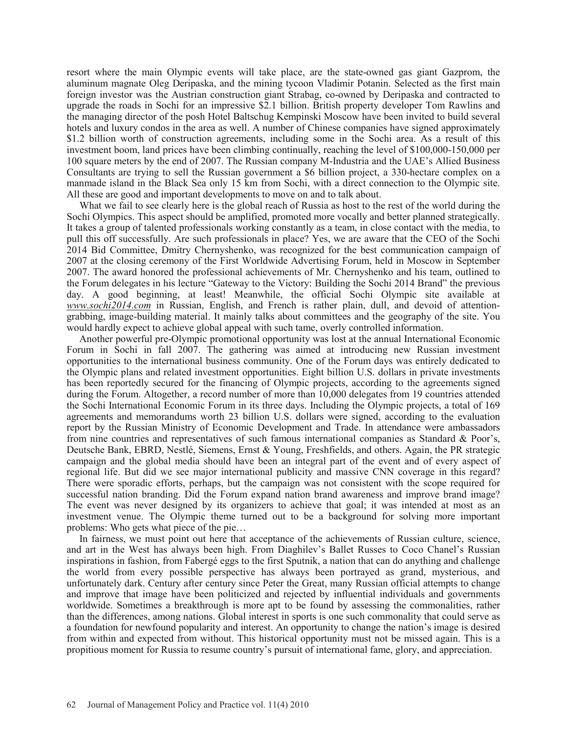resort where the main Olympic events will take place, are the state-owned gas giant Gazprom, the aluminum magnate Oleg Deripaska, and the mining tycoon Vladimir Potanin. Selected as the first main foreign investor was the Austrian construction giant Strabag, co-owned by Deripaska and contracted to upgrade the roads in Sochi for an impressive $2.1 billion. British property developer Tom Rawlins and the managing director of the posh Hotel Baltschug Kempinski Moscow have been invited to build several hotels and luxury condos in the area as well. A number of Chinese companies have signed approximately $1.2 billion worth of construction agreements, including some in the Sochi area. As a result of this investment boom, land prices have been climbing continually, reaching the level of $100,000-150,000 per 100 square meters by the end of 2007. The Russian company M-Industria and the UAE's Allied Business Consultants are trying to sell the Russian government a $6 billion project, a 330-hectare complex on a manmade island in the Black Sea only 15 km from Sochi, with a direct connection to the Olympic site. All these are good and important developments to move on and to talk about.

What we fail to see clearly here is the global reach of Russia as host to the rest of the world during the Sochi Olympics. This aspect should be amplified, promoted more vocally and better planned strategically. It takes a group of talented professionals working constantly as a team, in close contact with the media, to pull this off successfully. Are such professionals in place? Yes, we are aware that the CEO of the Sochi 2014 Bid Committee, Dmitry Chernyshenko, was recognized for the best communication campaign of 2007 at the closing ceremony of the First Worldwide Advertising Forum, held in Moscow in September 2007. The award honored the professional achievements of Mr. Chernyshenko and his team, outlined to the Forum delegates in his lecture "Gateway to the Victory: Building the Sochi 2014 Brand" the previous day. A good beginning, at least! Meanwhile, the official Sochi Olympic site available at *www.sochi2014.com* in Russian, English, and French is rather plain, dull, and devoid of attention-grabbing, image-building material. It mainly talks about committees and the geography of the site. You would hardly expect to achieve global appeal with such tame, overly controlled information.

Another powerful pre-Olympic promotional opportunity was lost at the annual International Economic Forum in Sochi in fall 2007. The gathering was aimed at introducing new Russian investment opportunities to the international business community. One of the Forum days was entirely dedicated to the Olympic plans and related investment opportunities. Eight billion U.S. dollars in private investments has been reportedly secured for the financing of Olympic projects, according to the agreements signed during the Forum. Altogether, a record number of more than 10,000 delegates from 19 countries attended the Sochi International Economic Forum in its three days. Including the Olympic projects, a total of 169 agreements and memorandums worth 23 billion U.S. dollars were signed, according to the evaluation report by the Russian Ministry of Economic Development and Trade. In attendance were ambassadors from nine countries and representatives of such famous international companies as Standard & Poor's, Deutsche Bank, EBRD, Nestlé, Siemens, Ernst & Young, Freshfields, and others. Again, the PR strategic campaign and the global media should have been an integral part of the event and of every aspect of regional life. But did we see major international publicity and massive CNN coverage in this regard? There were sporadic efforts, perhaps, but the campaign was not consistent with the scope required for successful nation branding. Did the Forum expand nation brand awareness and improve brand image? The event was never designed by its organizers to achieve that goal; it was intended at most as an investment venue. The Olympic theme turned out to be a background for solving more important problems: Who gets what piece of the pie…

In fairness, we must point out here that acceptance of the achievements of Russian culture, science, and art in the West has always been high. From Diaghilev's Ballet Russes to Coco Chanel's Russian inspirations in fashion, from Fabergé eggs to the first Sputnik, a nation that can do anything and challenge the world from every possible perspective has always been portrayed as grand, mysterious, and unfortunately dark. Century after century since Peter the Great, many Russian official attempts to change and improve that image have been politicized and rejected by influential individuals and governments worldwide. Sometimes a breakthrough is more apt to be found by assessing the commonalities, rather than the differences, among nations. Global interest in sports is one such commonality that could serve as a foundation for newfound popularity and interest. An opportunity to change the nation's image is desired from within and expected from without. This historical opportunity must not be missed again. This is a propitious moment for Russia to resume country's pursuit of international fame, glory, and appreciation.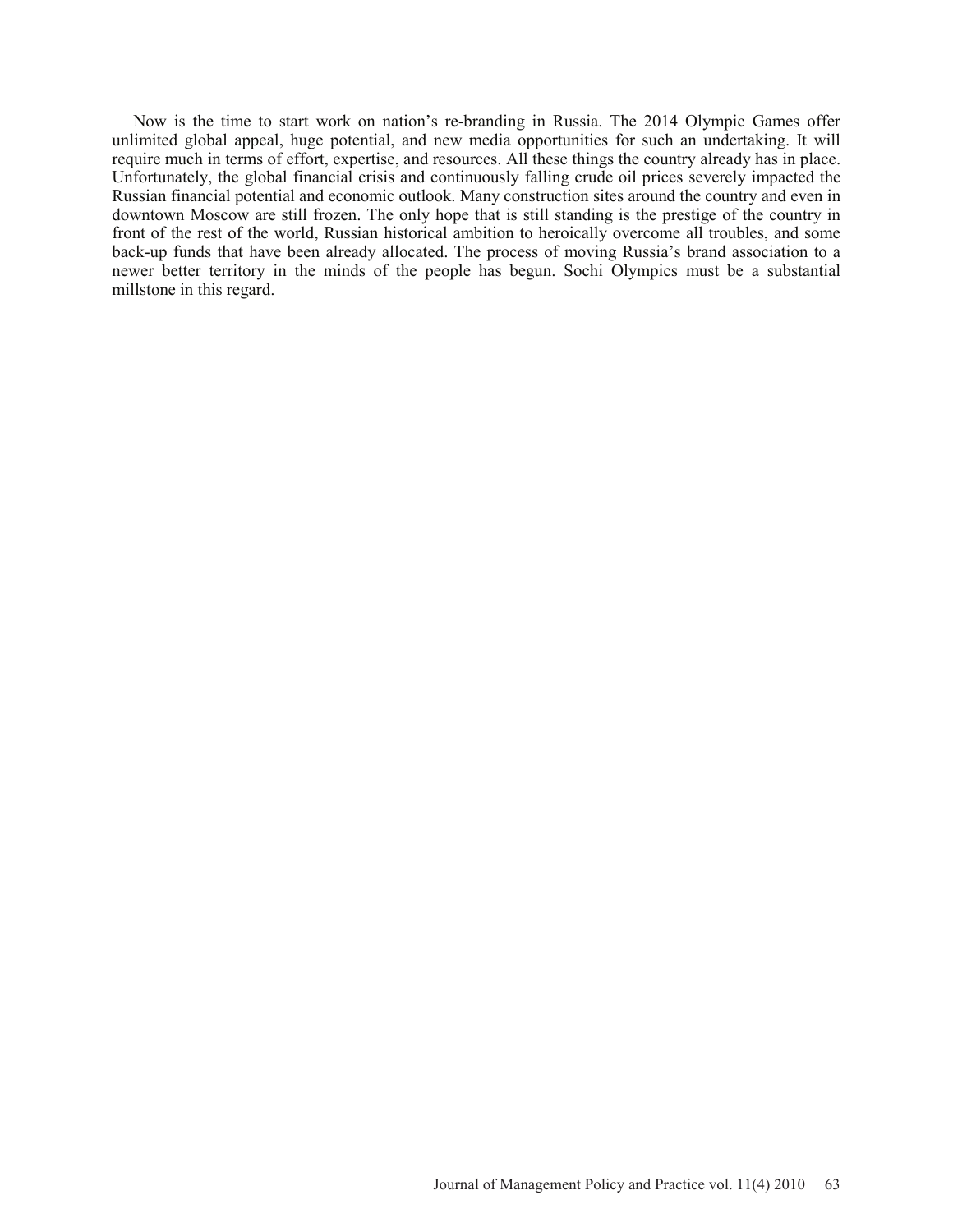Now is the time to start work on nation's re-branding in Russia. The 2014 Olympic Games offer unlimited global appeal, huge potential, and new media opportunities for such an undertaking. It will require much in terms of effort, expertise, and resources. All these things the country already has in place. Unfortunately, the global financial crisis and continuously falling crude oil prices severely impacted the Russian financial potential and economic outlook. Many construction sites around the country and even in downtown Moscow are still frozen. The only hope that is still standing is the prestige of the country in front of the rest of the world, Russian historical ambition to heroically overcome all troubles, and some back-up funds that have been already allocated. The process of moving Russia's brand association to a newer better territory in the minds of the people has begun. Sochi Olympics must be a substantial millstone in this regard.